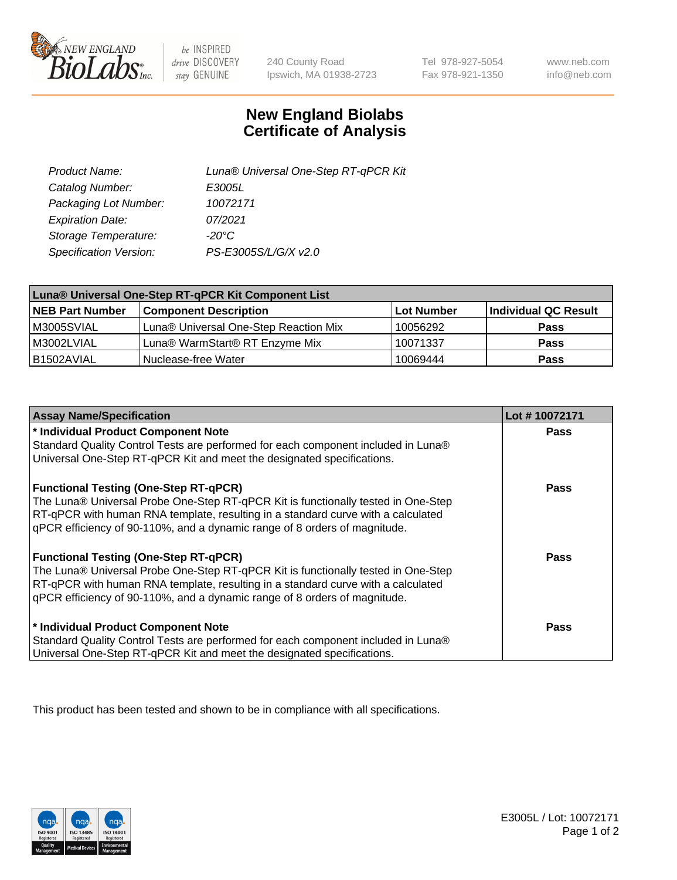# New England Biolabs Certificate of Analysis

| | |
|---|---|
| Product Name: | Luna® Universal One-Step RT-qPCR Kit |
| Catalog Number: | E3005L |
| Packaging Lot Number: | 10072171 |
| Expiration Date: | 07/2021 |
| Storage Temperature: | -20°C |
| Specification Version: | PS-E3005S/L/G/X v2.0 |

| Luna® Universal One-Step RT-qPCR Kit Component List | | | |
|---|---|---|---|
| **NEB Part Number** | **Component Description** | **Lot Number** | **Individual QC Result** |
| M3005SVIAL | Luna® Universal One-Step Reaction Mix | 10056292 | **Pass** |
| M3002LVIAL | Luna® WarmStart® RT Enzyme Mix | 10071337 | **Pass** |
| B1502AVIAL | Nuclease-free Water | 10069444 | **Pass** |

| Assay Name/Specification | Lot # 10072171 |
|---|---|
| **\* Individual Product Component Note**<br>Standard Quality Control Tests are performed for each component included in Luna® Universal One-Step RT-qPCR Kit and meet the designated specifications. | **Pass** |
| **Functional Testing (One-Step RT-qPCR)**<br>The Luna® Universal Probe One-Step RT-qPCR Kit is functionally tested in One-Step RT-qPCR with human RNA template, resulting in a standard curve with a calculated qPCR efficiency of 90-110%, and a dynamic range of 8 orders of magnitude. | **Pass** |
| **Functional Testing (One-Step RT-qPCR)**<br>The Luna® Universal Probe One-Step RT-qPCR Kit is functionally tested in One-Step RT-qPCR with human RNA template, resulting in a standard curve with a calculated qPCR efficiency of 90-110%, and a dynamic range of 8 orders of magnitude. | **Pass** |
| **\* Individual Product Component Note**<br>Standard Quality Control Tests are performed for each component included in Luna® Universal One-Step RT-qPCR Kit and meet the designated specifications. | **Pass** |

This product has been tested and shown to be in compliance with all specifications.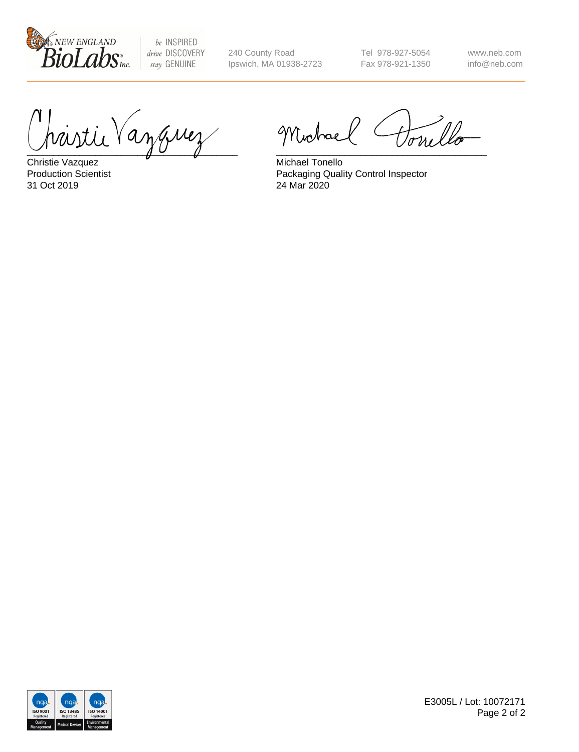Christie Vazquez
Production Scientist
31 Oct 2019

Michael Tonello
Packaging Quality Control Inspector
24 Mar 2020

E3005L / Lot: 10072171